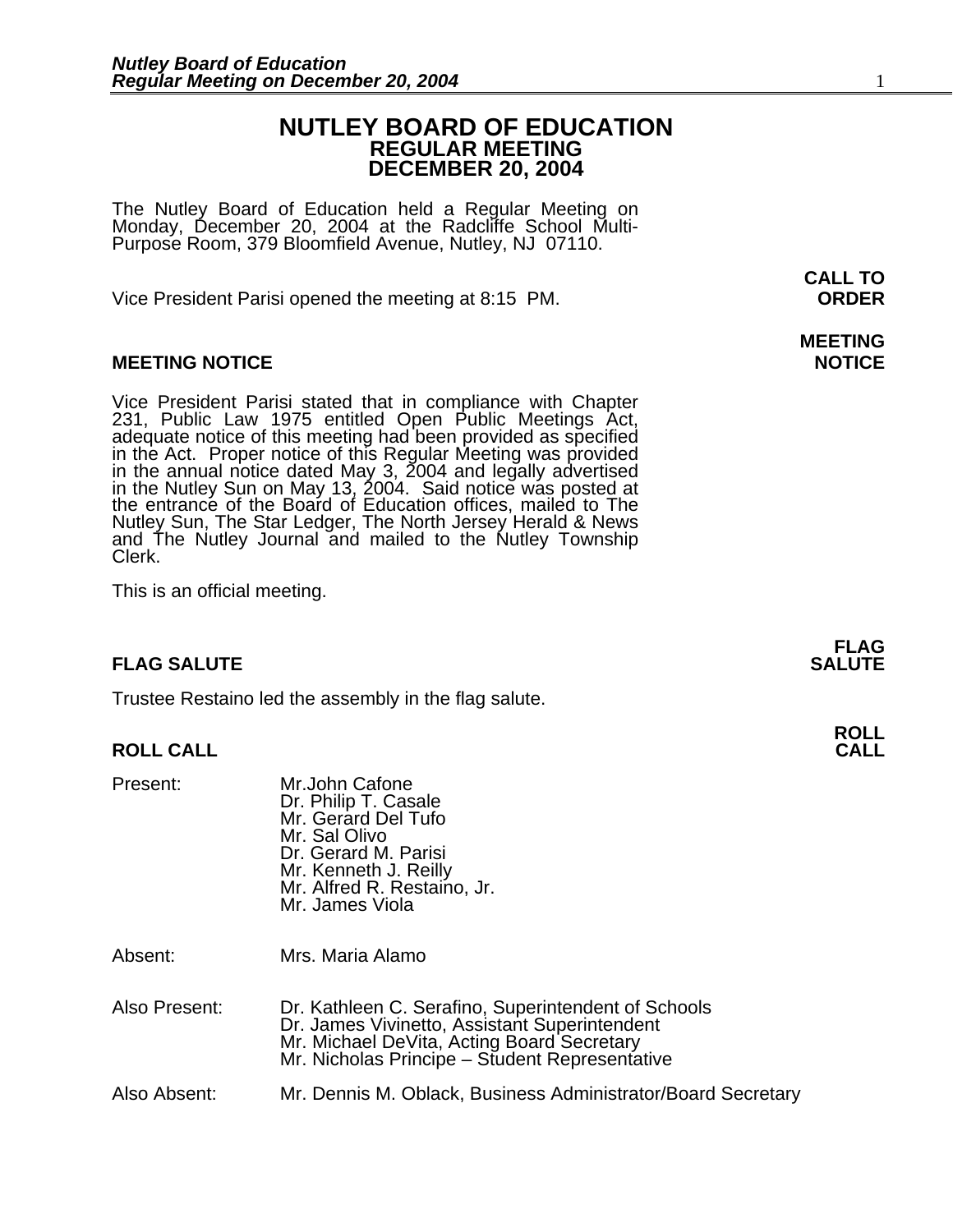# NUTLEY BOARD OF EDUCATION
## REGULAR MEETING
## DECEMBER 20, 2004

The Nutley Board of Education held a Regular Meeting on Monday, December 20, 2004 at the Radcliffe School Multi-Purpose Room, 379 Bloomfield Avenue, Nutley, NJ 07110.

**CALL TO ORDER**

Vice President Parisi opened the meeting at 8:15 PM.

**MEETING NOTICE**

Vice President Parisi stated that in compliance with Chapter 231, Public Law 1975 entitled Open Public Meetings Act, adequate notice of this meeting had been provided as specified in the Act. Proper notice of this Regular Meeting was provided in the annual notice dated May 3, 2004 and legally advertised in the Nutley Sun on May 13, 2004. Said notice was posted at the entrance of the Board of Education offices, mailed to The Nutley Sun, The Star Ledger, The North Jersey Herald & News and The Nutley Journal and mailed to the Nutley Township Clerk.

This is an official meeting.

**FLAG SALUTE**

Trustee Restaino led the assembly in the flag salute.

**ROLL CALL**

Present:
Mr.John Cafone
Dr. Philip T. Casale
Mr. Gerard Del Tufo
Mr. Sal Olivo
Dr. Gerard M. Parisi
Mr. Kenneth J. Reilly
Mr. Alfred R. Restaino, Jr.
Mr. James Viola

Absent:
Mrs. Maria Alamo

Also Present:
Dr. Kathleen C. Serafino, Superintendent of Schools
Dr. James Vivinetto, Assistant Superintendent
Mr. Michael DeVita, Acting Board Secretary
Mr. Nicholas Principe – Student Representative

Also Absent:
Mr. Dennis M. Oblack, Business Administrator/Board Secretary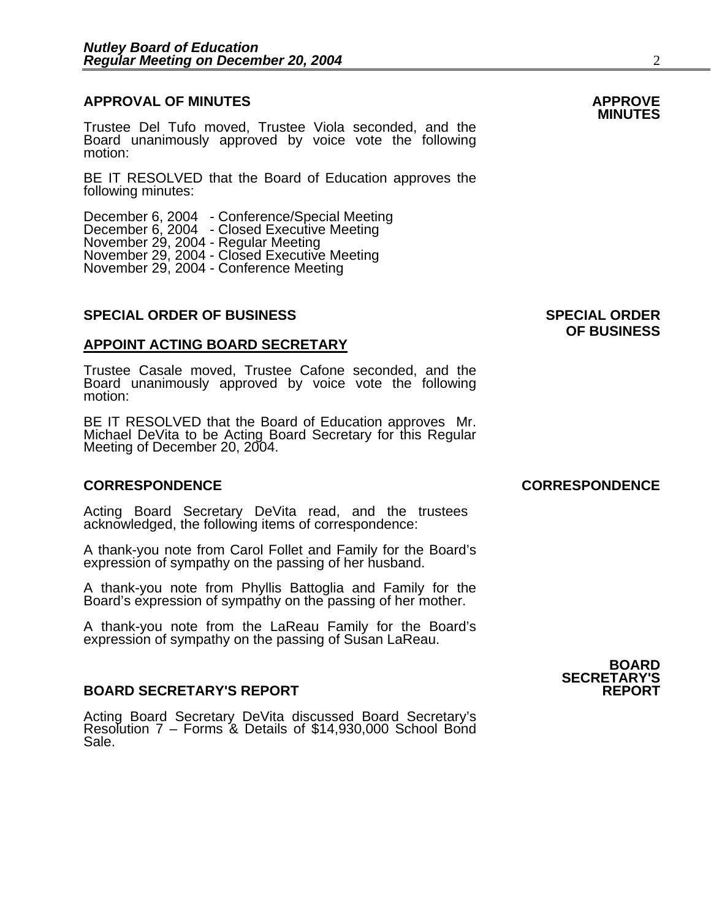## APPROVAL OF MINUTES

**APPROVE MINUTES**

Trustee Del Tufo moved, Trustee Viola seconded, and the Board unanimously approved by voice vote the following motion:

BE IT RESOLVED that the Board of Education approves the following minutes:

December 6, 2004 - Conference/Special Meeting
December 6, 2004 - Closed Executive Meeting
November 29, 2004 - Regular Meeting
November 29, 2004 - Closed Executive Meeting
November 29, 2004 - Conference Meeting

## SPECIAL ORDER OF BUSINESS

**SPECIAL ORDER OF BUSINESS**

### APPOINT ACTING BOARD SECRETARY

Trustee Casale moved, Trustee Cafone seconded, and the Board unanimously approved by voice vote the following motion:

BE IT RESOLVED that the Board of Education approves Mr. Michael DeVita to be Acting Board Secretary for this Regular Meeting of December 20, 2004.

## CORRESPONDENCE

**CORRESPONDENCE**

Acting Board Secretary DeVita read, and the trustees acknowledged, the following items of correspondence:

A thank-you note from Carol Follet and Family for the Board's expression of sympathy on the passing of her husband.

A thank-you note from Phyllis Battoglia and Family for the Board's expression of sympathy on the passing of her mother.

A thank-you note from the LaReau Family for the Board's expression of sympathy on the passing of Susan LaReau.

## BOARD SECRETARY'S REPORT

**BOARD SECRETARY'S REPORT**

Acting Board Secretary DeVita discussed Board Secretary's Resolution 7 – Forms & Details of $14,930,000 School Bond Sale.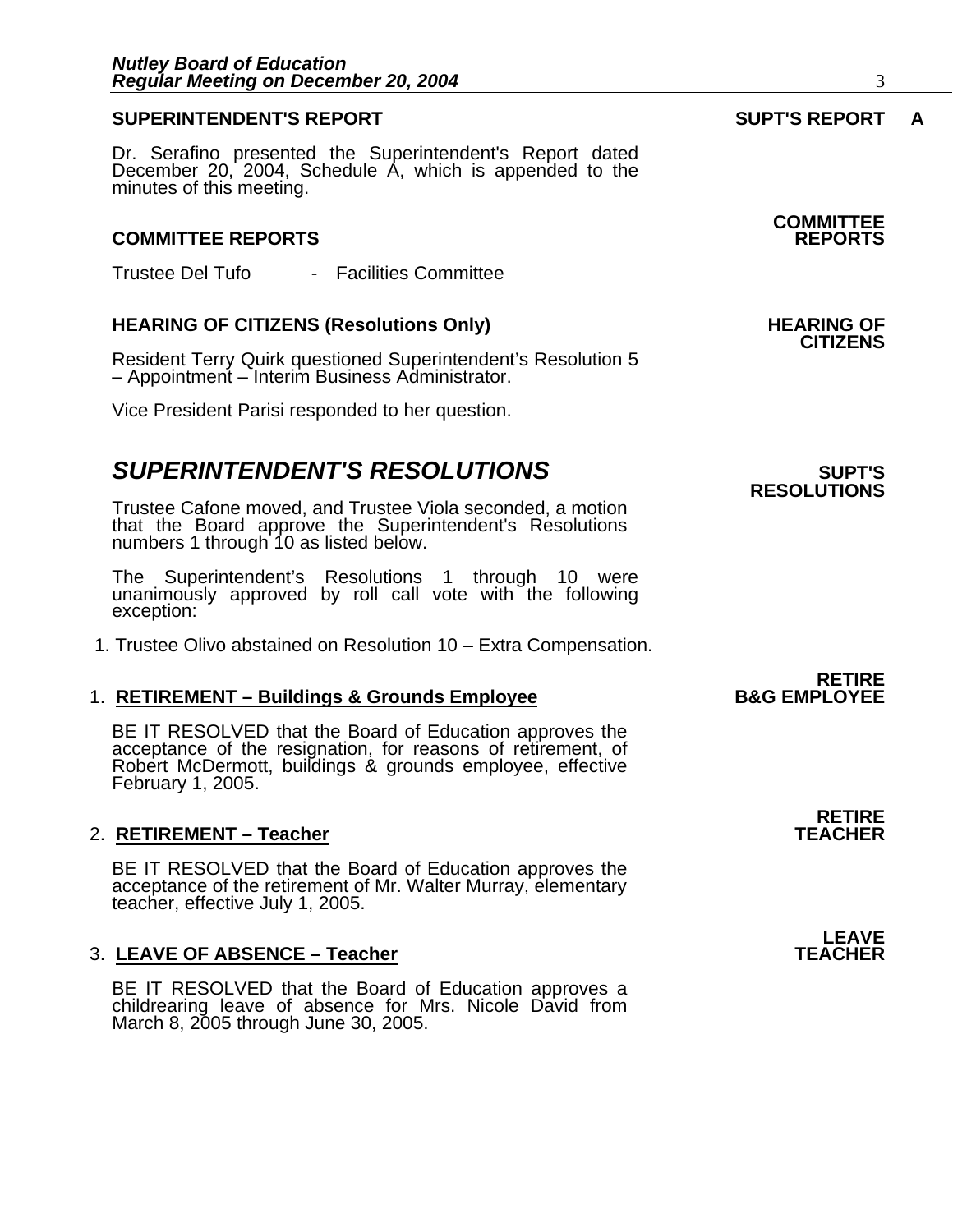## SUPERINTENDENT'S REPORT

**SUPT'S REPORT A**

Dr. Serafino presented the Superintendent's Report dated December 20, 2004, Schedule A, which is appended to the minutes of this meeting.

## COMMITTEE REPORTS

**COMMITTEE REPORTS**

Trustee Del Tufo - Facilities Committee

## HEARING OF CITIZENS (Resolutions Only)

**HEARING OF CITIZENS**

Resident Terry Quirk questioned Superintendent's Resolution 5 – Appointment – Interim Business Administrator.

Vice President Parisi responded to her question.

# *SUPERINTENDENT'S RESOLUTIONS*

**SUPT'S RESOLUTIONS**

Trustee Cafone moved, and Trustee Viola seconded, a motion that the Board approve the Superintendent's Resolutions numbers 1 through 10 as listed below.

The Superintendent's Resolutions 1 through 10 were unanimously approved by roll call vote with the following exception:

1. Trustee Olivo abstained on Resolution 10 – Extra Compensation.

### 1. RETIREMENT – Buildings & Grounds Employee

**RETIRE B&G EMPLOYEE**

BE IT RESOLVED that the Board of Education approves the acceptance of the resignation, for reasons of retirement, of Robert McDermott, buildings & grounds employee, effective February 1, 2005.

### 2. RETIREMENT – Teacher

**RETIRE TEACHER**

BE IT RESOLVED that the Board of Education approves the acceptance of the retirement of Mr. Walter Murray, elementary teacher, effective July 1, 2005.

### 3. LEAVE OF ABSENCE – Teacher

**LEAVE TEACHER**

BE IT RESOLVED that the Board of Education approves a childrearing leave of absence for Mrs. Nicole David from March 8, 2005 through June 30, 2005.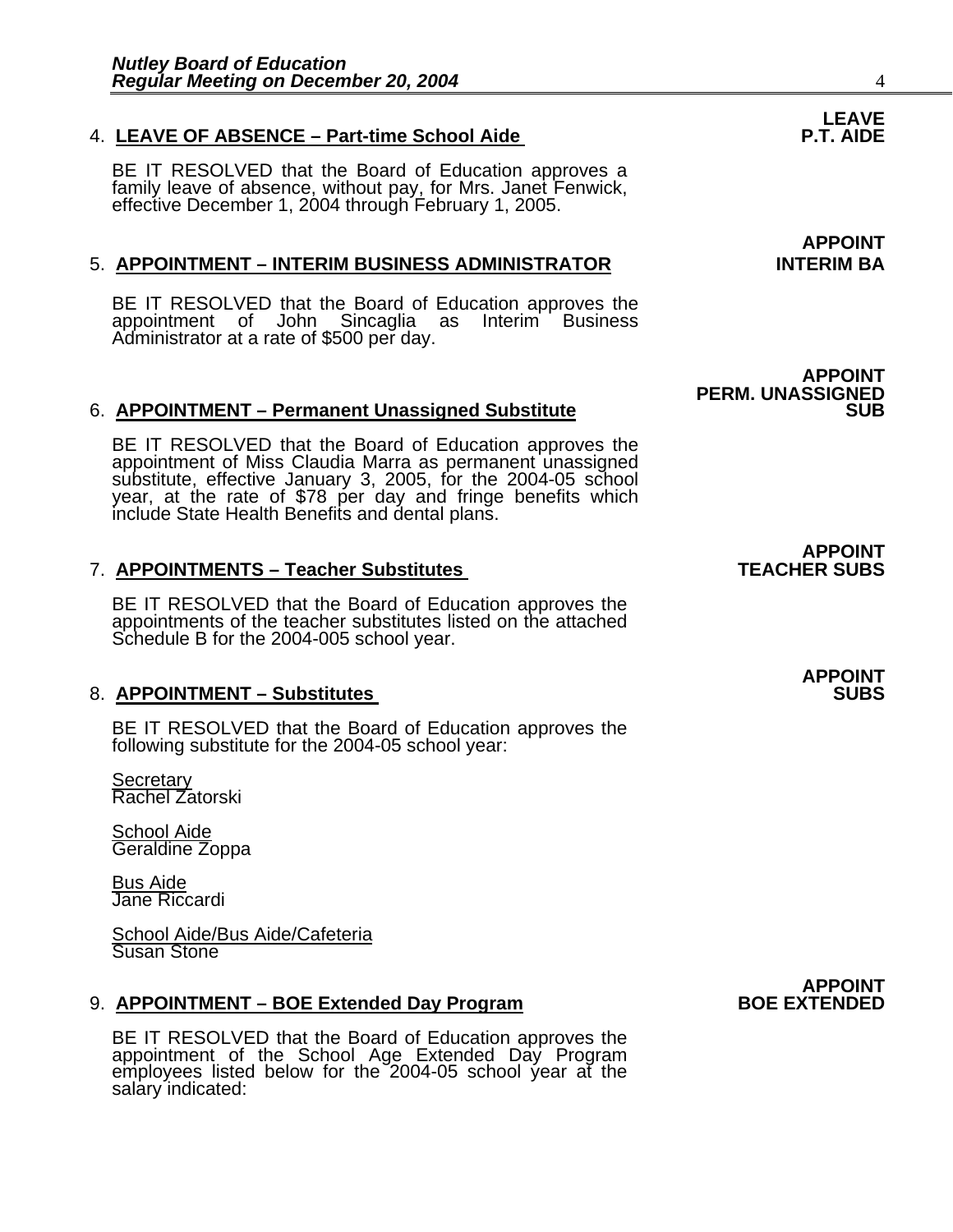**LEAVE P.T. AIDE**

4. **LEAVE OF ABSENCE – Part-time School Aide**

   BE IT RESOLVED that the Board of Education approves a family leave of absence, without pay, for Mrs. Janet Fenwick, effective December 1, 2004 through February 1, 2005.

**APPOINT INTERIM BA**

5. **APPOINTMENT – INTERIM BUSINESS ADMINISTRATOR**

   BE IT RESOLVED that the Board of Education approves the appointment of John Sincaglia as Interim Business Administrator at a rate of $500 per day.

**APPOINT PERM. UNASSIGNED SUB**

6. **APPOINTMENT – Permanent Unassigned Substitute**

   BE IT RESOLVED that the Board of Education approves the appointment of Miss Claudia Marra as permanent unassigned substitute, effective January 3, 2005, for the 2004-05 school year, at the rate of $78 per day and fringe benefits which include State Health Benefits and dental plans.

**APPOINT TEACHER SUBS**

7. **APPOINTMENTS – Teacher Substitutes**

   BE IT RESOLVED that the Board of Education approves the appointments of the teacher substitutes listed on the attached Schedule B for the 2004-005 school year.

**APPOINT SUBS**

8. **APPOINTMENT – Substitutes**

   BE IT RESOLVED that the Board of Education approves the following substitute for the 2004-05 school year:

   Secretary
   Rachel Zatorski

   School Aide
   Geraldine Zoppa

   Bus Aide
   Jane Riccardi

   School Aide/Bus Aide/Cafeteria
   Susan Stone

**APPOINT BOE EXTENDED**

9. **APPOINTMENT – BOE Extended Day Program**

   BE IT RESOLVED that the Board of Education approves the appointment of the School Age Extended Day Program employees listed below for the 2004-05 school year at the salary indicated: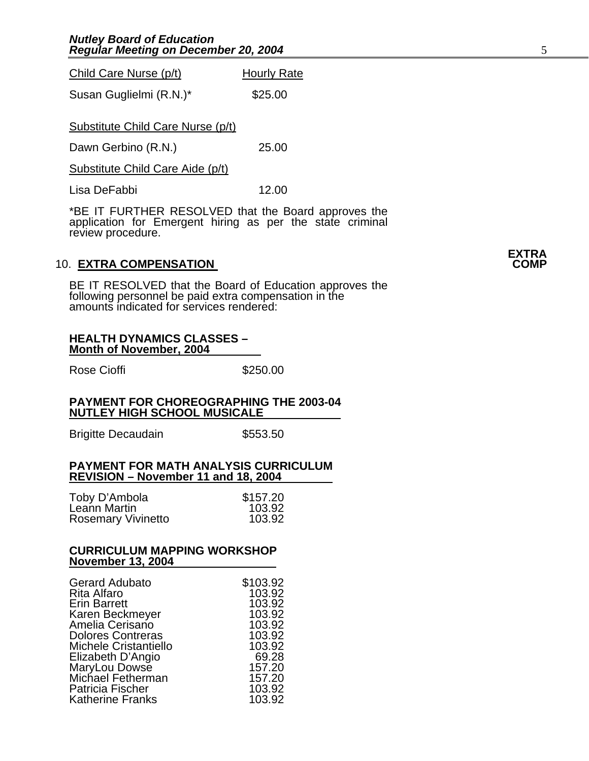| Child Care Nurse (p/t) | Hourly Rate |
| --- | --- |
| Susan Guglielmi (R.N.)* | $25.00 |

**Substitute Child Care Nurse (p/t)**

| | |
| --- | --- |
| Dawn Gerbino (R.N.) | 25.00 |

**Substitute Child Care Aide (p/t)**

| | |
| --- | --- |
| Lisa DeFabbi | 12.00 |

*BE IT FURTHER RESOLVED that the Board approves the application for Emergent hiring as per the state criminal review procedure.

## 10. EXTRA COMPENSATION

**EXTRA COMP**

BE IT RESOLVED that the Board of Education approves the following personnel be paid extra compensation in the amounts indicated for services rendered:

**HEALTH DYNAMICS CLASSES – Month of November, 2004**

| | |
| --- | --- |
| Rose Cioffi | $250.00 |

**PAYMENT FOR CHOREOGRAPHING THE 2003-04 NUTLEY HIGH SCHOOL MUSICALE**

| | |
| --- | --- |
| Brigitte Decaudain | $553.50 |

**PAYMENT FOR MATH ANALYSIS CURRICULUM REVISION – November 11 and 18, 2004**

| | |
| --- | --- |
| Toby D'Ambola | $157.20 |
| Leann Martin | 103.92 |
| Rosemary Vivinetto | 103.92 |

**CURRICULUM MAPPING WORKSHOP November 13, 2004**

| | |
| --- | --- |
| Gerard Adubato | $103.92 |
| Rita Alfaro | 103.92 |
| Erin Barrett | 103.92 |
| Karen Beckmeyer | 103.92 |
| Amelia Cerisano | 103.92 |
| Dolores Contreras | 103.92 |
| Michele Cristantiello | 103.92 |
| Elizabeth D'Angio | 69.28 |
| MaryLou Dowse | 157.20 |
| Michael Fetherman | 157.20 |
| Patricia Fischer | 103.92 |
| Katherine Franks | 103.92 |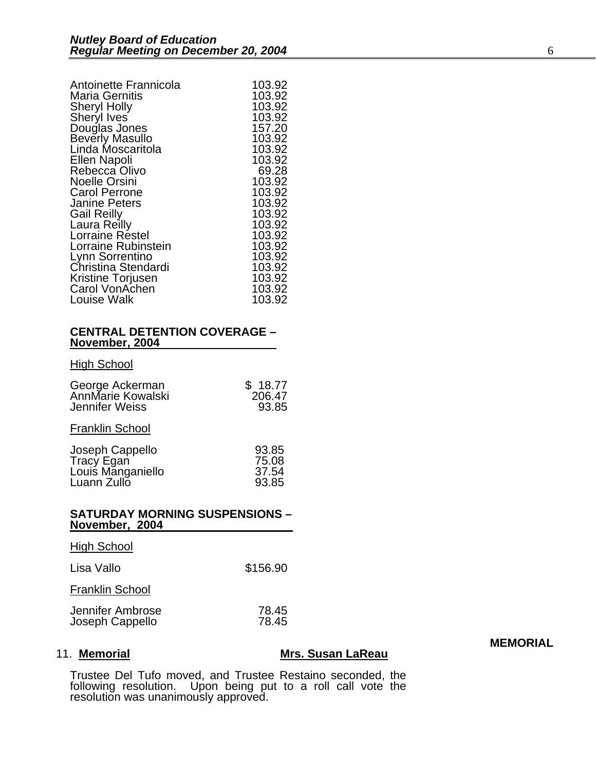| | |
|---|---|
| Antoinette Frannicola | 103.92 |
| Maria Gernitis | 103.92 |
| Sheryl Holly | 103.92 |
| Sheryl Ives | 103.92 |
| Douglas Jones | 157.20 |
| Beverly Masullo | 103.92 |
| Linda Moscaritola | 103.92 |
| Ellen Napoli | 103.92 |
| Rebecca Olivo | 69.28 |
| Noelle Orsini | 103.92 |
| Carol Perrone | 103.92 |
| Janine Peters | 103.92 |
| Gail Reilly | 103.92 |
| Laura Reilly | 103.92 |
| Lorraine Restel | 103.92 |
| Lorraine Rubinstein | 103.92 |
| Lynn Sorrentino | 103.92 |
| Christina Stendardi | 103.92 |
| Kristine Torjusen | 103.92 |
| Carol VonAchen | 103.92 |
| Louise Walk | 103.92 |

**CENTRAL DETENTION COVERAGE – November, 2004**

High School

| | |
|---|---|
| George Ackerman | $ 18.77 |
| AnnMarie Kowalski | 206.47 |
| Jennifer Weiss | 93.85 |

Franklin School

| | |
|---|---|
| Joseph Cappello | 93.85 |
| Tracy Egan | 75.08 |
| Louis Manganiello | 37.54 |
| Luann Zullo | 93.85 |

**SATURDAY MORNING SUSPENSIONS – November, 2004**

High School

| | |
|---|---|
| Lisa Vallo | $156.90 |

Franklin School

| | |
|---|---|
| Jennifer Ambrose | 78.45 |
| Joseph Cappello | 78.45 |

**MEMORIAL**

11. **Memorial** **Mrs. Susan LaReau**

Trustee Del Tufo moved, and Trustee Restaino seconded, the following resolution. Upon being put to a roll call vote the resolution was unanimously approved.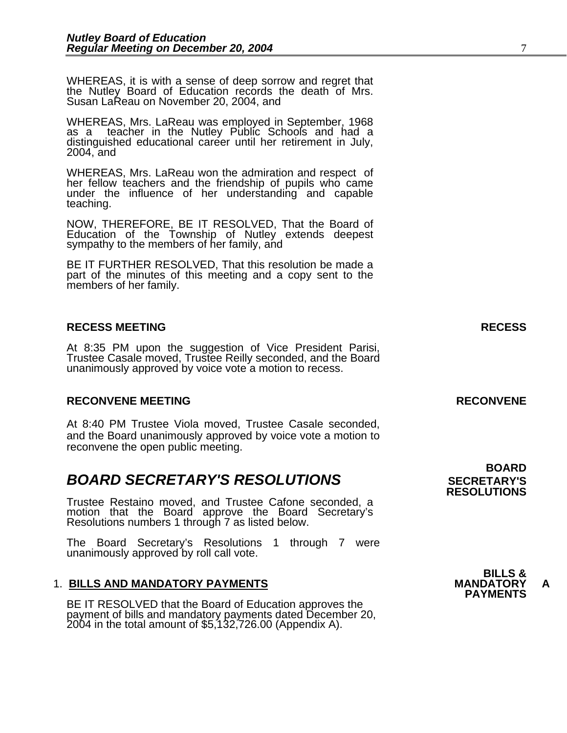WHEREAS, it is with a sense of deep sorrow and regret that the Nutley Board of Education records the death of Mrs. Susan LaReau on November 20, 2004, and

WHEREAS, Mrs. LaReau was employed in September, 1968 as a teacher in the Nutley Public Schools and had a distinguished educational career until her retirement in July, 2004, and

WHEREAS, Mrs. LaReau won the admiration and respect of her fellow teachers and the friendship of pupils who came under the influence of her understanding and capable teaching.

NOW, THEREFORE, BE IT RESOLVED, That the Board of Education of the Township of Nutley extends deepest sympathy to the members of her family, and

BE IT FURTHER RESOLVED, That this resolution be made a part of the minutes of this meeting and a copy sent to the members of her family.

**RECESS MEETING** **RECESS**

At 8:35 PM upon the suggestion of Vice President Parisi, Trustee Casale moved, Trustee Reilly seconded, and the Board unanimously approved by voice vote a motion to recess.

**RECONVENE MEETING** **RECONVENE**

At 8:40 PM Trustee Viola moved, Trustee Casale seconded, and the Board unanimously approved by voice vote a motion to reconvene the open public meeting.

## *BOARD SECRETARY'S RESOLUTIONS*

**BOARD SECRETARY'S RESOLUTIONS**

Trustee Restaino moved, and Trustee Cafone seconded, a motion that the Board approve the Board Secretary's Resolutions numbers 1 through 7 as listed below.

The Board Secretary's Resolutions 1 through 7 were unanimously approved by roll call vote.

1. **BILLS AND MANDATORY PAYMENTS**

**BILLS & MANDATORY PAYMENTS** **A**

BE IT RESOLVED that the Board of Education approves the payment of bills and mandatory payments dated December 20, 2004 in the total amount of $5,132,726.00 (Appendix A).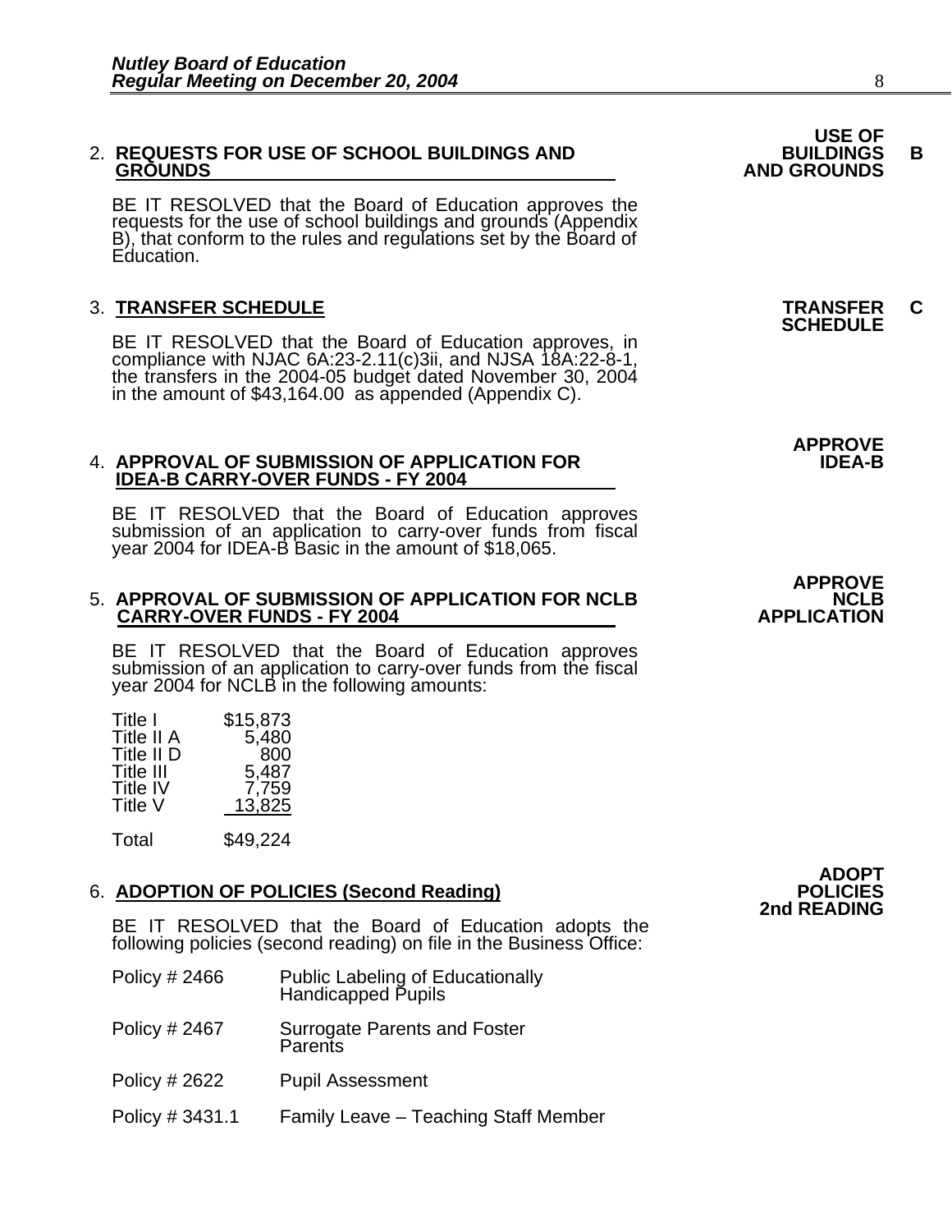2. **REQUESTS FOR USE OF SCHOOL BUILDINGS AND GROUNDS**

**USE OF BUILDINGS AND GROUNDS** **B**

BE IT RESOLVED that the Board of Education approves the requests for the use of school buildings and grounds (Appendix B), that conform to the rules and regulations set by the Board of Education.

3. **TRANSFER SCHEDULE**

**TRANSFER SCHEDULE** **C**

BE IT RESOLVED that the Board of Education approves, in compliance with NJAC 6A:23-2.11(c)3ii, and NJSA 18A:22-8-1, the transfers in the 2004-05 budget dated November 30, 2004 in the amount of $43,164.00 as appended (Appendix C).

4. **APPROVAL OF SUBMISSION OF APPLICATION FOR IDEA-B CARRY-OVER FUNDS - FY 2004**

**APPROVE IDEA-B**

BE IT RESOLVED that the Board of Education approves submission of an application to carry-over funds from fiscal year 2004 for IDEA-B Basic in the amount of $18,065.

5. **APPROVAL OF SUBMISSION OF APPLICATION FOR NCLB CARRY-OVER FUNDS - FY 2004**

**APPROVE NCLB APPLICATION**

BE IT RESOLVED that the Board of Education approves submission of an application to carry-over funds from the fiscal year 2004 for NCLB in the following amounts:

| | |
|---|---:|
| Title I | $15,873 |
| Title II A | 5,480 |
| Title II D | 800 |
| Title III | 5,487 |
| Title IV | 7,759 |
| Title V | 13,825 |
| Total | $49,224 |

6. **ADOPTION OF POLICIES (Second Reading)**

**ADOPT POLICIES 2nd READING**

BE IT RESOLVED that the Board of Education adopts the following policies (second reading) on file in the Business Office:

| | |
|---|---|
| Policy # 2466 | Public Labeling of Educationally Handicapped Pupils |
| Policy # 2467 | Surrogate Parents and Foster Parents |
| Policy # 2622 | Pupil Assessment |
| Policy # 3431.1 | Family Leave – Teaching Staff Member |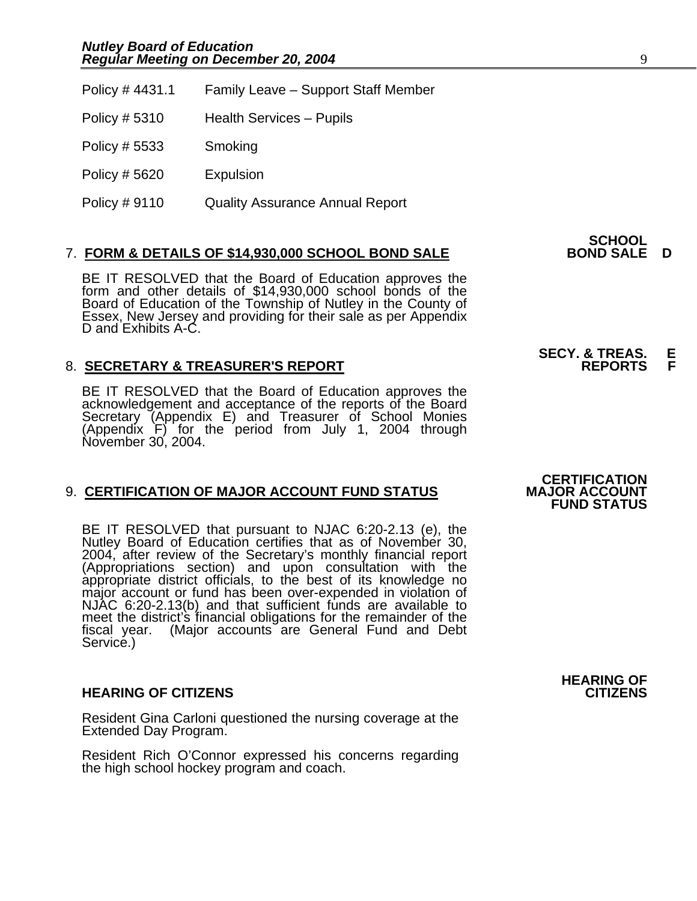| | |
|---|---|
| Policy # 4431.1 | Family Leave – Support Staff Member |
| Policy # 5310 | Health Services – Pupils |
| Policy # 5533 | Smoking |
| Policy # 5620 | Expulsion |
| Policy # 9110 | Quality Assurance Annual Report |

**SCHOOL BOND SALE D**

7. **FORM & DETAILS OF $14,930,000 SCHOOL BOND SALE**

BE IT RESOLVED that the Board of Education approves the form and other details of $14,930,000 school bonds of the Board of Education of the Township of Nutley in the County of Essex, New Jersey and providing for their sale as per Appendix D and Exhibits A-C.

**SECY. & TREAS. REPORTS E F**

8. **SECRETARY & TREASURER'S REPORT**

BE IT RESOLVED that the Board of Education approves the acknowledgement and acceptance of the reports of the Board Secretary (Appendix E) and Treasurer of School Monies (Appendix F) for the period from July 1, 2004 through November 30, 2004.

**CERTIFICATION MAJOR ACCOUNT FUND STATUS**

9. **CERTIFICATION OF MAJOR ACCOUNT FUND STATUS**

BE IT RESOLVED that pursuant to NJAC 6:20-2.13 (e), the Nutley Board of Education certifies that as of November 30, 2004, after review of the Secretary's monthly financial report (Appropriations section) and upon consultation with the appropriate district officials, to the best of its knowledge no major account or fund has been over-expended in violation of NJAC 6:20-2.13(b) and that sufficient funds are available to meet the district's financial obligations for the remainder of the fiscal year. (Major accounts are General Fund and Debt Service.)

**HEARING OF CITIZENS**

**HEARING OF CITIZENS**

Resident Gina Carloni questioned the nursing coverage at the Extended Day Program.

Resident Rich O'Connor expressed his concerns regarding the high school hockey program and coach.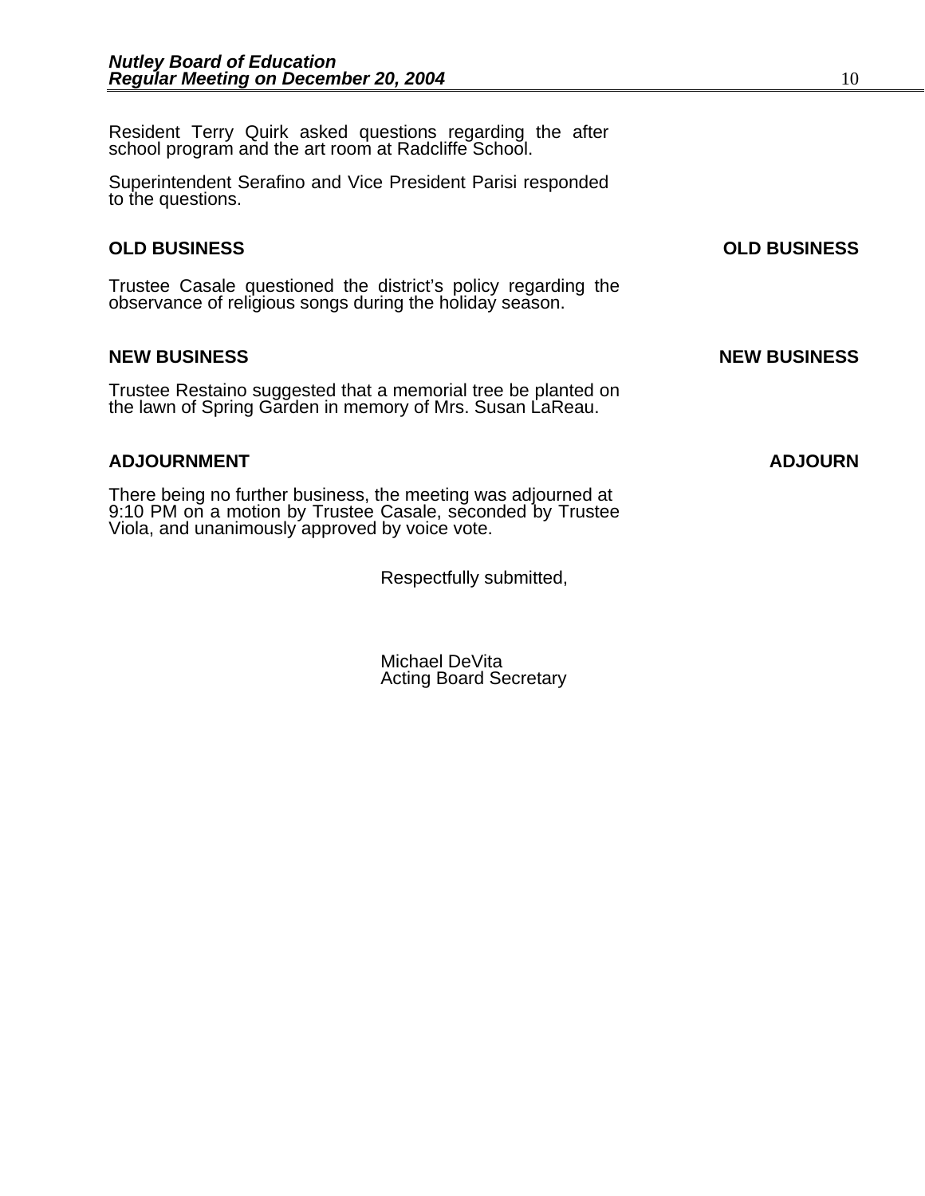Resident Terry Quirk asked questions regarding the after school program and the art room at Radcliffe School.

Superintendent Serafino and Vice President Parisi responded to the questions.

**OLD BUSINESS** **OLD BUSINESS**

Trustee Casale questioned the district's policy regarding the observance of religious songs during the holiday season.

**NEW BUSINESS** **NEW BUSINESS**

Trustee Restaino suggested that a memorial tree be planted on the lawn of Spring Garden in memory of Mrs. Susan LaReau.

**ADJOURNMENT** **ADJOURN**

There being no further business, the meeting was adjourned at 9:10 PM on a motion by Trustee Casale, seconded by Trustee Viola, and unanimously approved by voice vote.

Respectfully submitted,

Michael DeVita
Acting Board Secretary